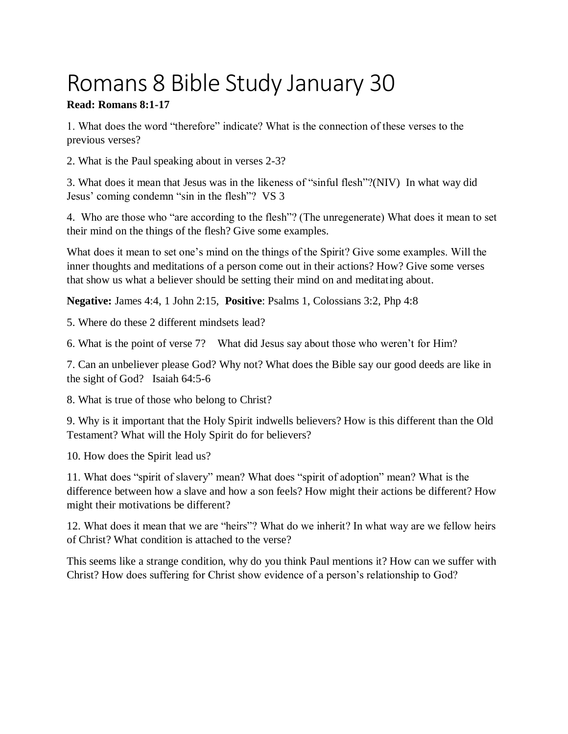# Romans 8 Bible Study January 30

**Read: Romans 8:1-17**

1. What does the word “therefore” indicate? What is the connection of these verses to the previous verses?

2. What is the Paul speaking about in verses 2-3?

3. What does it mean that Jesus was in the likeness of “sinful flesh”?(NIV) In what way did Jesus’ coming condemn “sin in the flesh”? VS 3

4. Who are those who “are according to the flesh”? (The unregenerate) What does it mean to set their mind on the things of the flesh? Give some examples.

What does it mean to set one’s mind on the things of the Spirit? Give some examples. Will the inner thoughts and meditations of a person come out in their actions? How? Give some verses that show us what a believer should be setting their mind on and meditating about.

**Negative:** James 4:4, 1 John 2:15, **Positive**: Psalms 1, Colossians 3:2, Php 4:8

5. Where do these 2 different mindsets lead?

6. What is the point of verse 7? What did Jesus say about those who weren’t for Him?

7. Can an unbeliever please God? Why not? What does the Bible say our good deeds are like in the sight of God? Isaiah 64:5-6

8. What is true of those who belong to Christ?

9. Why is it important that the Holy Spirit indwells believers? How is this different than the Old Testament? What will the Holy Spirit do for believers?

10. How does the Spirit lead us?

11. What does “spirit of slavery” mean? What does “spirit of adoption” mean? What is the difference between how a slave and how a son feels? How might their actions be different? How might their motivations be different?

12. What does it mean that we are “heirs”? What do we inherit? In what way are we fellow heirs of Christ? What condition is attached to the verse?

This seems like a strange condition, why do you think Paul mentions it? How can we suffer with Christ? How does suffering for Christ show evidence of a person’s relationship to God?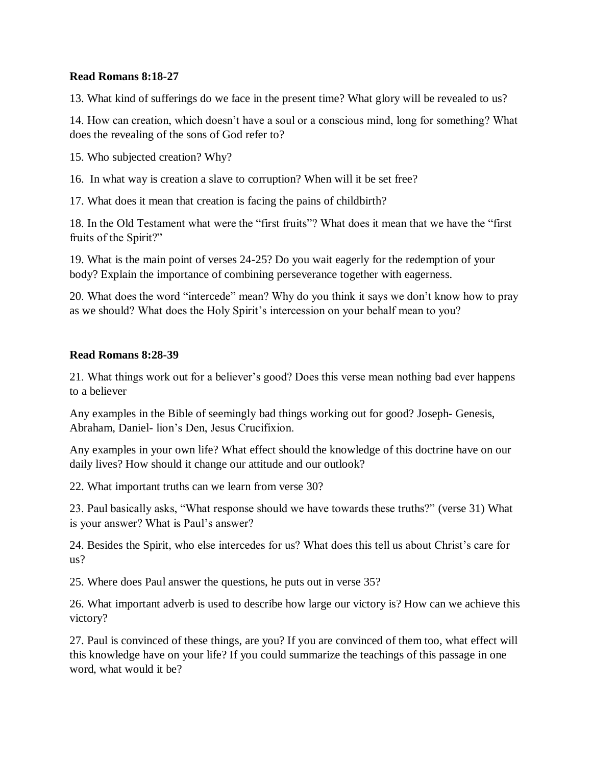**Read Romans 8:18-27**

13. What kind of sufferings do we face in the present time? What glory will be revealed to us?

14. How can creation, which doesn't have a soul or a conscious mind, long for something? What does the revealing of the sons of God refer to?

15. Who subjected creation? Why?

16. In what way is creation a slave to corruption? When will it be set free?

17. What does it mean that creation is facing the pains of childbirth?

18. In the Old Testament what were the "first fruits"? What does it mean that we have the "first fruits of the Spirit?"

19. What is the main point of verses 24-25? Do you wait eagerly for the redemption of your body? Explain the importance of combining perseverance together with eagerness.

20. What does the word "intercede" mean? Why do you think it says we don't know how to pray as we should? What does the Holy Spirit's intercession on your behalf mean to you?

**Read Romans 8:28-39**

21. What things work out for a believer's good? Does this verse mean nothing bad ever happens to a believer

Any examples in the Bible of seemingly bad things working out for good? Joseph- Genesis, Abraham, Daniel- lion's Den, Jesus Crucifixion.

Any examples in your own life? What effect should the knowledge of this doctrine have on our daily lives? How should it change our attitude and our outlook?

22. What important truths can we learn from verse 30?

23. Paul basically asks, "What response should we have towards these truths?" (verse 31) What is your answer? What is Paul's answer?

24. Besides the Spirit, who else intercedes for us? What does this tell us about Christ's care for us?

25. Where does Paul answer the questions, he puts out in verse 35?

26. What important adverb is used to describe how large our victory is? How can we achieve this victory?

27. Paul is convinced of these things, are you? If you are convinced of them too, what effect will this knowledge have on your life? If you could summarize the teachings of this passage in one word, what would it be?